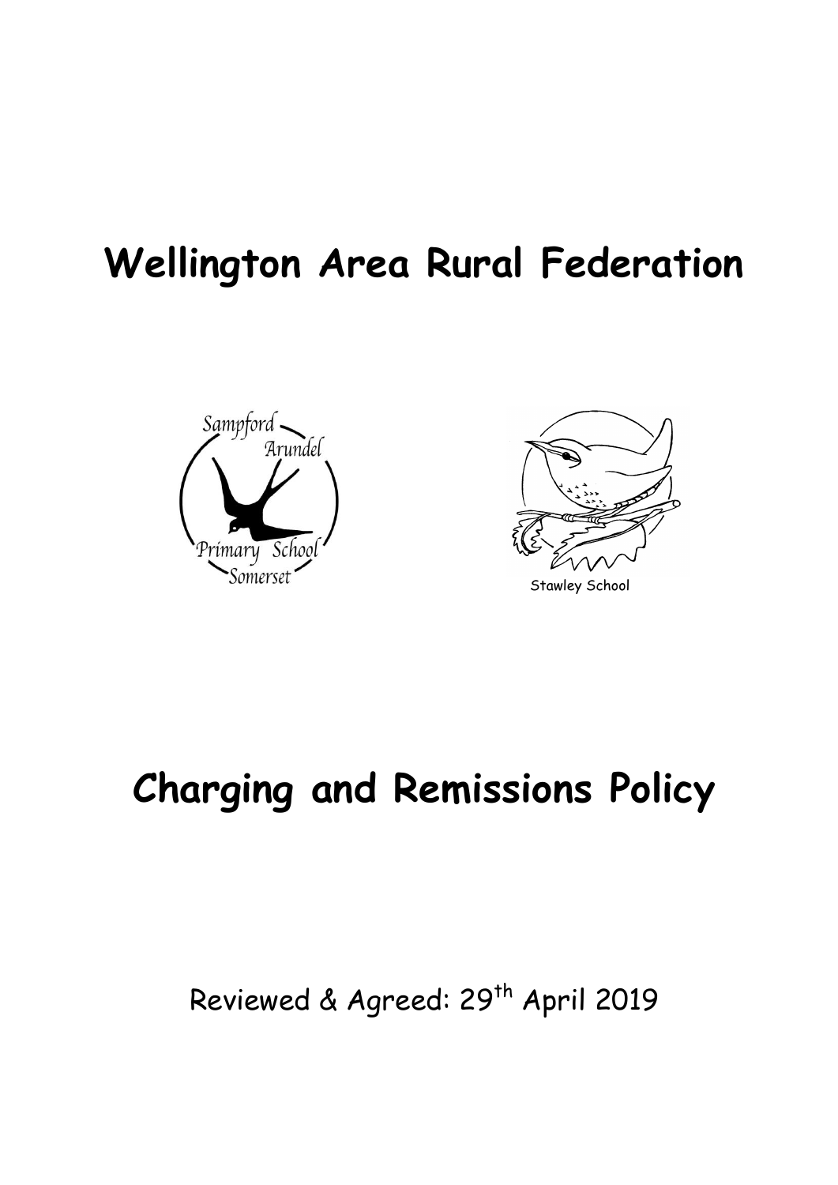# Wellington Area Rural Federation

Sampford Arundel Primary School Somerset

Stawley School

# Charging and Remissions Policy

Reviewed & Agreed: 29th April 2019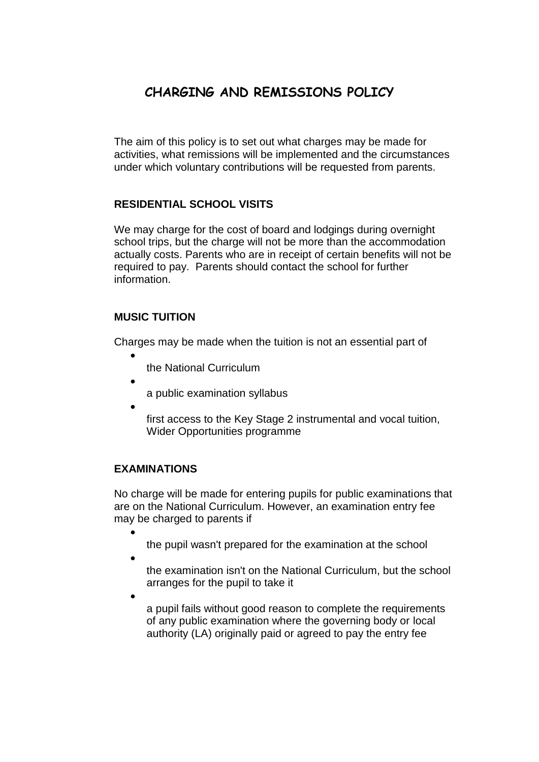# CHARGING AND REMISSIONS POLICY

The aim of this policy is to set out what charges may be made for activities, what remissions will be implemented and the circumstances under which voluntary contributions will be requested from parents.

## RESIDENTIAL SCHOOL VISITS

We may charge for the cost of board and lodgings during overnight school trips, but the charge will not be more than the accommodation actually costs. Parents who are in receipt of certain benefits will not be required to pay. Parents should contact the school for further information.

## MUSIC TUITION

Charges may be made when the tuition is not an essential part of

- the National Curriculum
- a public examination syllabus
- first access to the Key Stage 2 instrumental and vocal tuition, Wider Opportunities programme

## EXAMINATIONS

No charge will be made for entering pupils for public examinations that are on the National Curriculum. However, an examination entry fee may be charged to parents if

- the pupil wasn't prepared for the examination at the school
- the examination isn't on the National Curriculum, but the school arranges for the pupil to take it
- a pupil fails without good reason to complete the requirements of any public examination where the governing body or local authority (LA) originally paid or agreed to pay the entry fee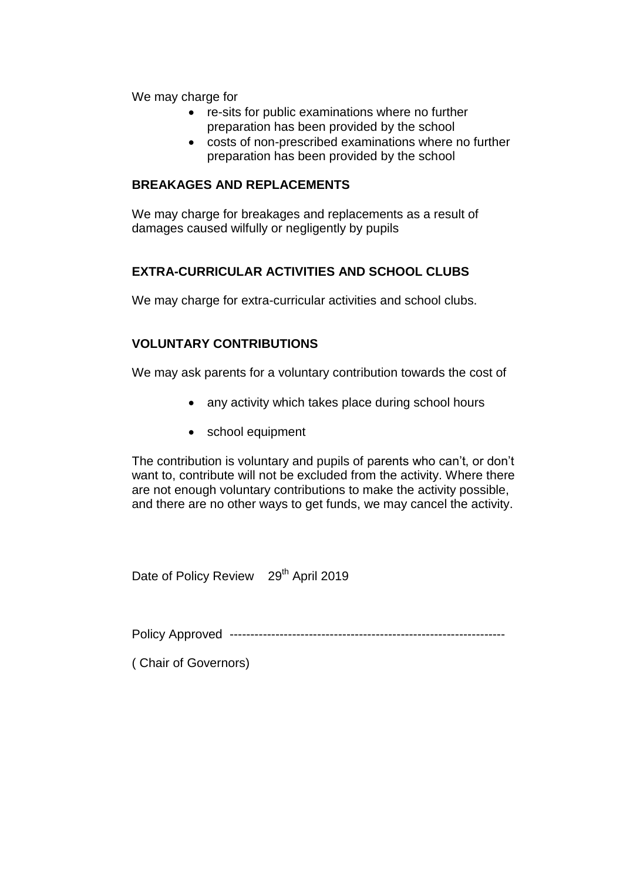We may charge for

- re-sits for public examinations where no further preparation has been provided by the school
- costs of non-prescribed examinations where no further preparation has been provided by the school

## BREAKAGES AND REPLACEMENTS

We may charge for breakages and replacements as a result of damages caused wilfully or negligently by pupils

## EXTRA-CURRICULAR ACTIVITIES AND SCHOOL CLUBS

We may charge for extra-curricular activities and school clubs.

## VOLUNTARY CONTRIBUTIONS

We may ask parents for a voluntary contribution towards the cost of

- any activity which takes place during school hours
- school equipment

The contribution is voluntary and pupils of parents who can't, or don't want to, contribute will not be excluded from the activity. Where there are not enough voluntary contributions to make the activity possible, and there are no other ways to get funds, we may cancel the activity.

Date of Policy Review 29th April 2019

Policy Approved ------------------------------------------------------------------

( Chair of Governors)